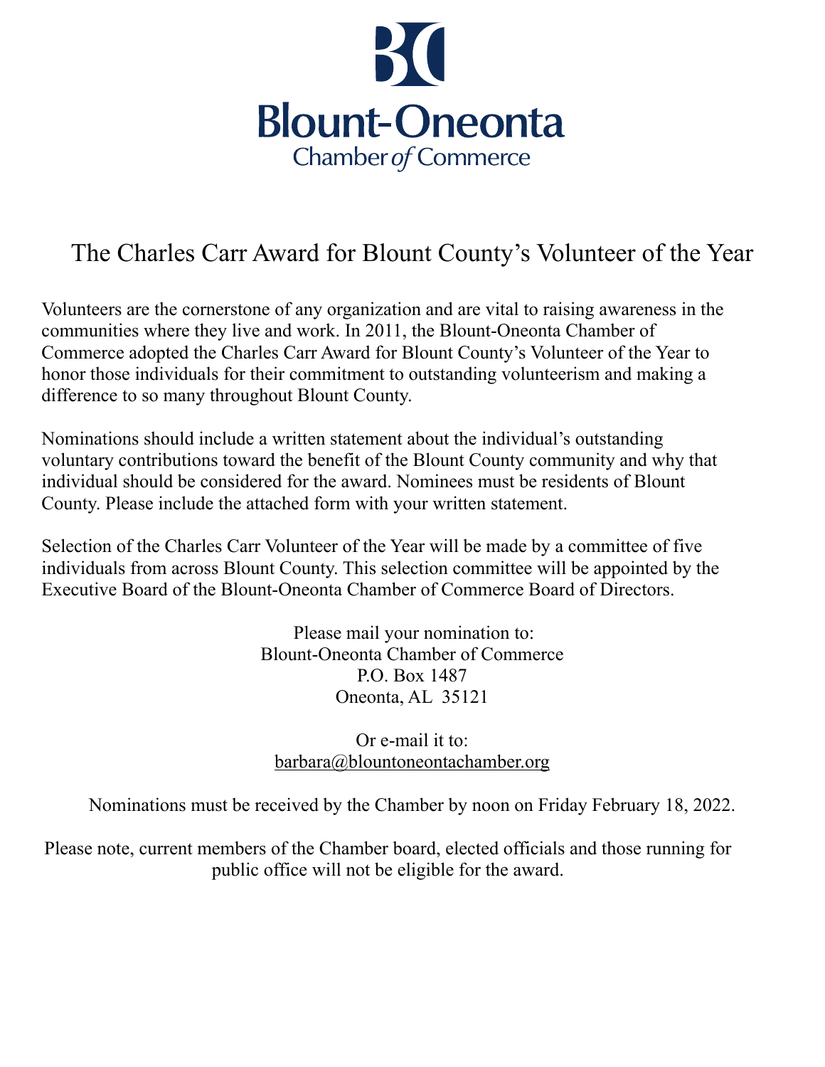Blount-Oneonta
Chamber of Commerce

# The Charles Carr Award for Blount County's Volunteer of the Year

Volunteers are the cornerstone of any organization and are vital to raising awareness in the communities where they live and work. In 2011, the Blount-Oneonta Chamber of Commerce adopted the Charles Carr Award for Blount County's Volunteer of the Year to honor those individuals for their commitment to outstanding volunteerism and making a difference to so many throughout Blount County.

Nominations should include a written statement about the individual's outstanding voluntary contributions toward the benefit of the Blount County community and why that individual should be considered for the award. Nominees must be residents of Blount County. Please include the attached form with your written statement.

Selection of the Charles Carr Volunteer of the Year will be made by a committee of five individuals from across Blount County. This selection committee will be appointed by the Executive Board of the Blount-Oneonta Chamber of Commerce Board of Directors.

Please mail your nomination to:
Blount-Oneonta Chamber of Commerce
P.O. Box 1487
Oneonta, AL 35121

Or e-mail it to:
barbara@blountoneontachamber.org

Nominations must be received by the Chamber by noon on Friday February 18, 2022.

Please note, current members of the Chamber board, elected officials and those running for public office will not be eligible for the award.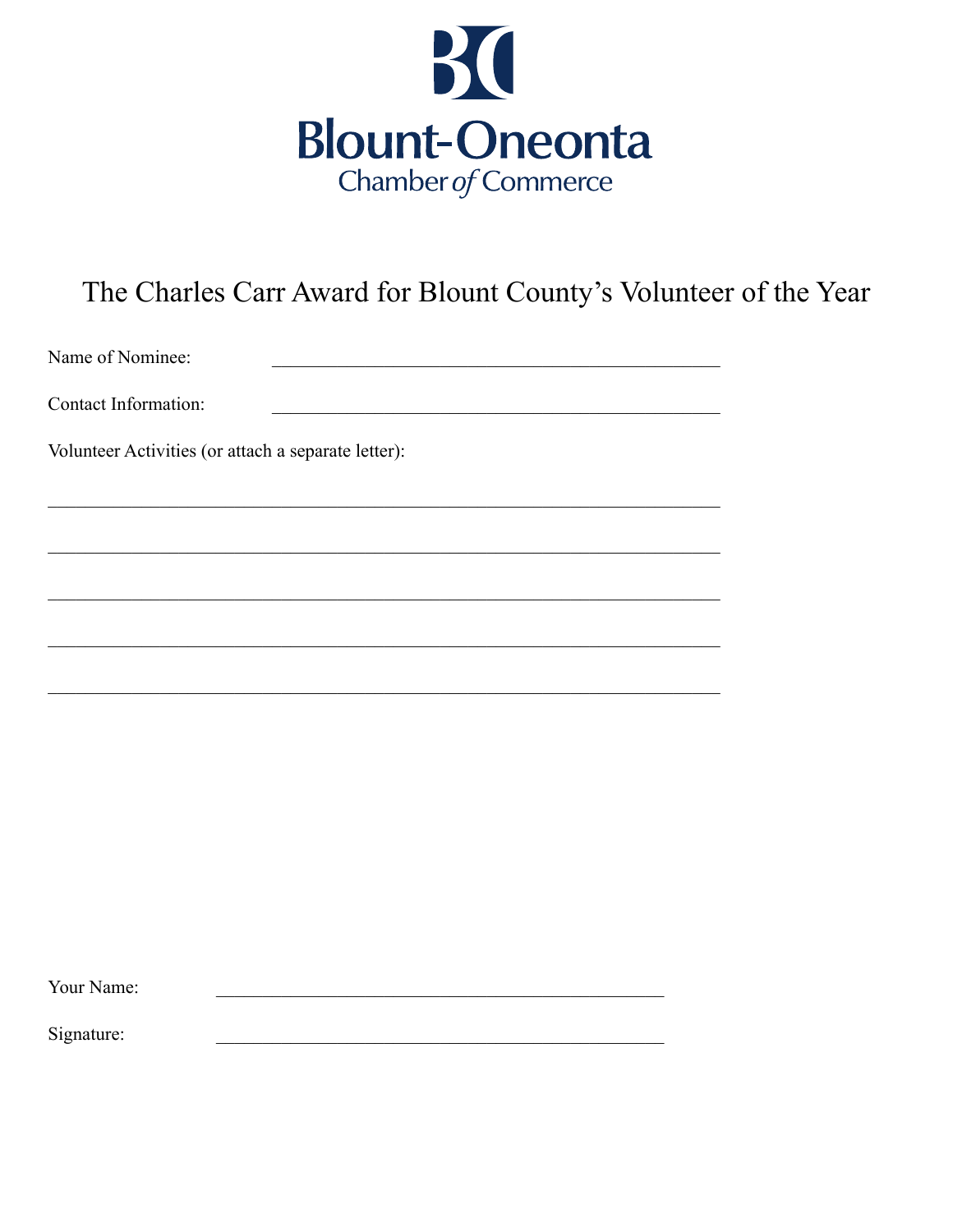Blount-Oneonta

Chamber *of* Commerce

# The Charles Carr Award for Blount County's Volunteer of the Year

Name of Nominee: ______________________________________________

Contact Information: ______________________________________________

Volunteer Activities (or attach a separate letter):

_______________________________________________________________________

_______________________________________________________________________

_______________________________________________________________________

_______________________________________________________________________

_______________________________________________________________________

Your Name: ______________________________________________

Signature: ______________________________________________